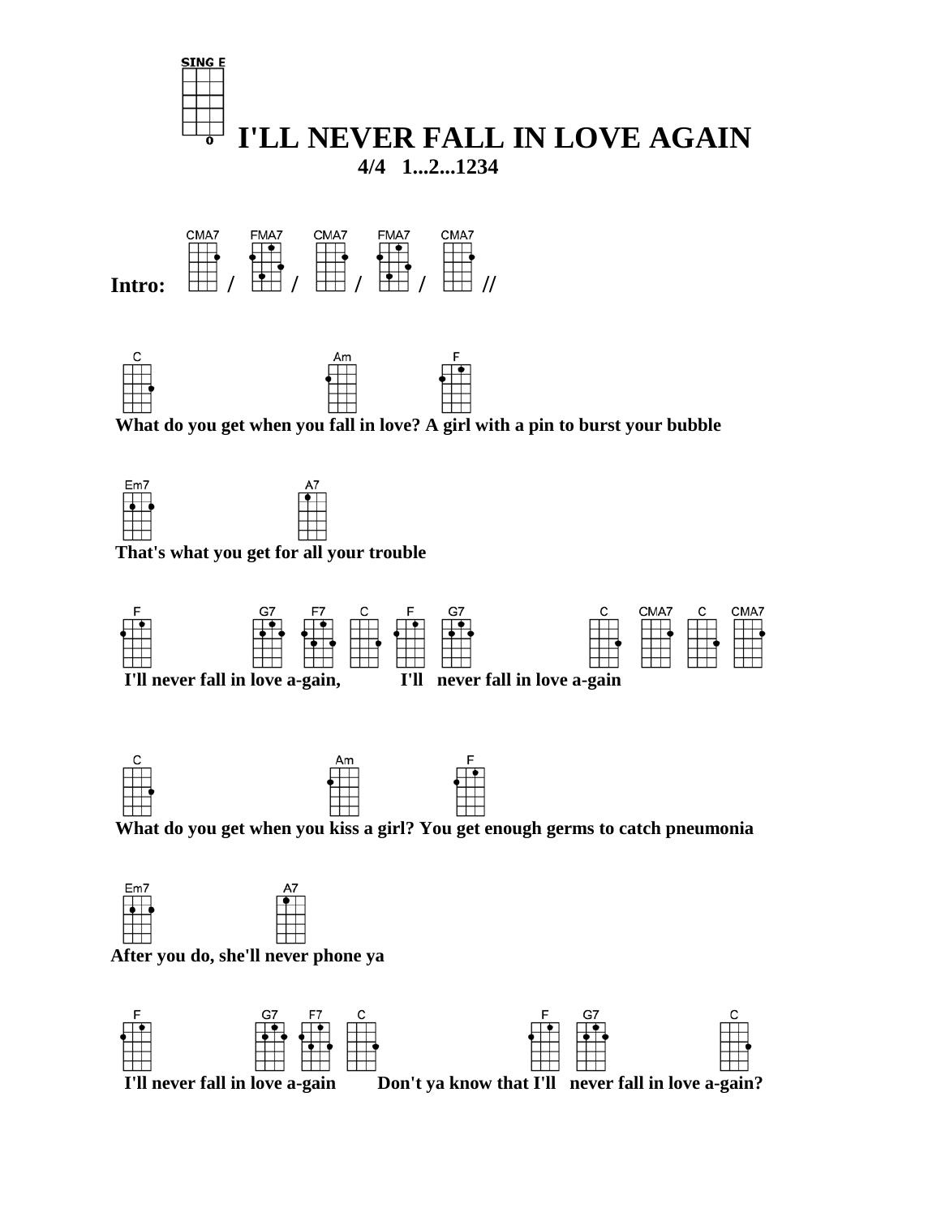SING E

# I'LL NEVER FALL IN LOVE AGAIN

**4/4 1...2...1234**

**Intro:** CMA7 / FMA7 / CMA7 / FMA7 / CMA7 //

C Am F
**What do you get when you fall in love? A girl with a pin to burst your bubble**

Em7 A7
**That's what you get for all your trouble**

F G7 F7 C F G7 C CMA7 C CMA7
**I'll never fall in love a-gain, I'll never fall in love a-gain**

C Am F
**What do you get when you kiss a girl? You get enough germs to catch pneumonia**

Em7 A7
**After you do, she'll never phone ya**

F G7 F7 C F G7 C
**I'll never fall in love a-gain Don't ya know that I'll never fall in love a-gain?**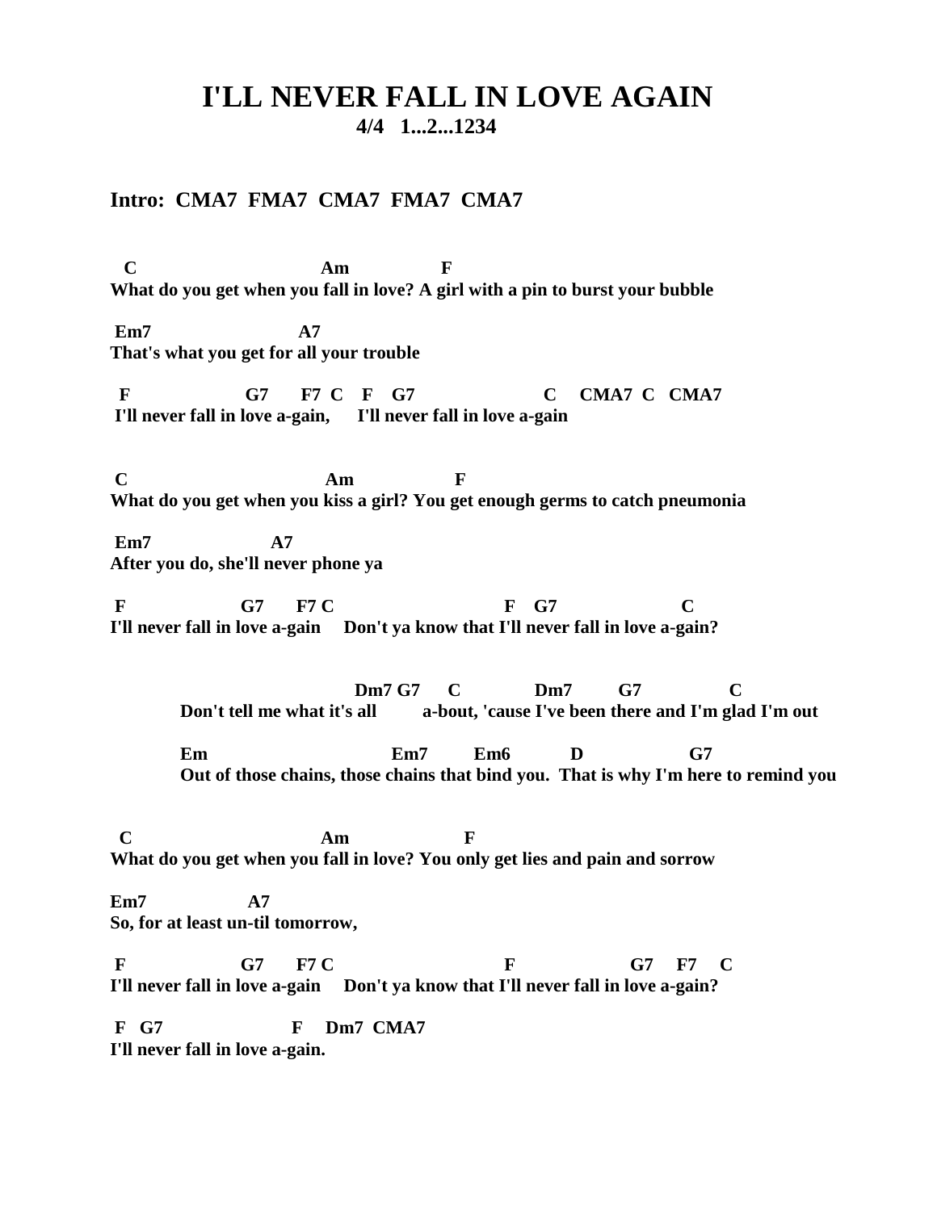# I'LL NEVER FALL IN LOVE AGAIN

**4/4 1...2...1234**

**Intro: CMA7 FMA7 CMA7 FMA7 CMA7**

```
  C                              Am                F
What do you get when you fall in love? A girl with a pin to burst your bubble

 Em7                        A7
That's what you get for all your trouble

  F                   G7      F7  C    F    G7                   C    CMA7  C   CMA7
 I'll never fall in love a-gain,      I'll never fall in love a-gain


 C                               Am                 F
What do you get when you kiss a girl? You get enough germs to catch pneumonia

 Em7                     A7
After you do, she'll never phone ya

 F                    G7      F7 C                           F    G7                  C
I'll never fall in love a-gain     Don't ya know that I'll never fall in love a-gain?


                                   Dm7 G7     C             Dm7        G7               C
          Don't tell me what it's all        a-bout, 'cause I've been there and I'm glad I'm out

          Em                            Em7        Em6          D                  G7
          Out of those chains, those chains that bind you.  That is why I'm here to remind you


  C                              Am                    F
What do you get when you fall in love? You only get lies and pain and sorrow

Em7                 A7
So, for at least un-til tomorrow,

 F                    G7      F7 C                           F                  G7    F7    C
I'll never fall in love a-gain     Don't ya know that I'll never fall in love a-gain?

 F   G7                   F    Dm7  CMA7
I'll never fall in love a-gain.
```